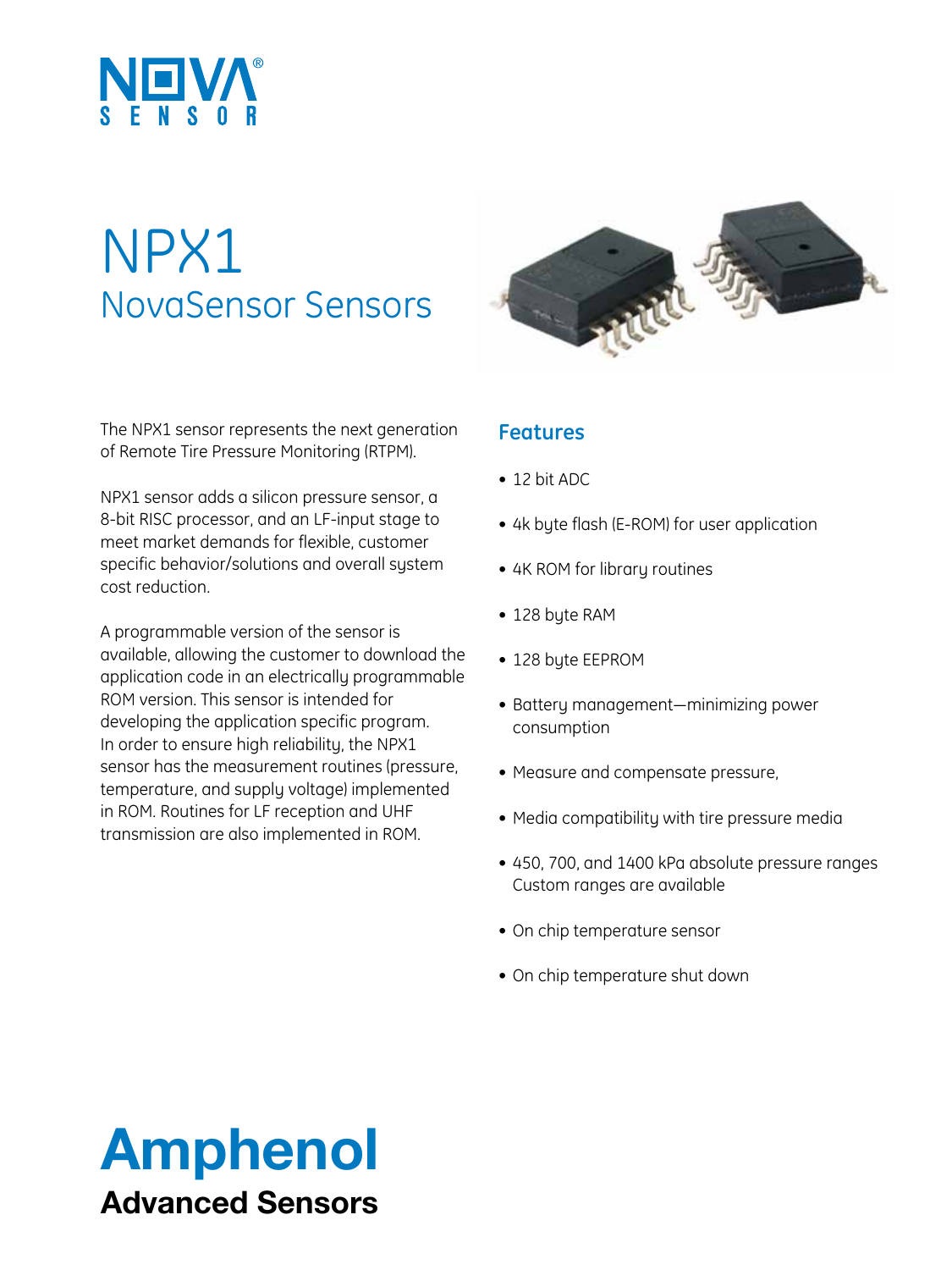# NPX1

## NovaSensor Sensors

The NPX1 sensor represents the next generation of Remote Tire Pressure Monitoring (RTPM).

NPX1 sensor adds a silicon pressure sensor, a 8-bit RISC processor, and an LF-input stage to meet market demands for flexible, customer specific behavior/solutions and overall system cost reduction.

A programmable version of the sensor is available, allowing the customer to download the application code in an electrically programmable ROM version. This sensor is intended for developing the application specific program. In order to ensure high reliability, the NPX1 sensor has the measurement routines (pressure, temperature, and supply voltage) implemented in ROM. Routines for LF reception and UHF transmission are also implemented in ROM.

### Features

- 12 bit ADC
- 4k byte flash (E-ROM) for user application
- 4K ROM for library routines
- 128 byte RAM
- 128 byte EEPROM
- Battery management—minimizing power consumption
- Measure and compensate pressure,
- Media compatibility with tire pressure media
- 450, 700, and 1400 kPa absolute pressure ranges Custom ranges are available
- On chip temperature sensor
- On chip temperature shut down

**Amphenol**
**Advanced Sensors**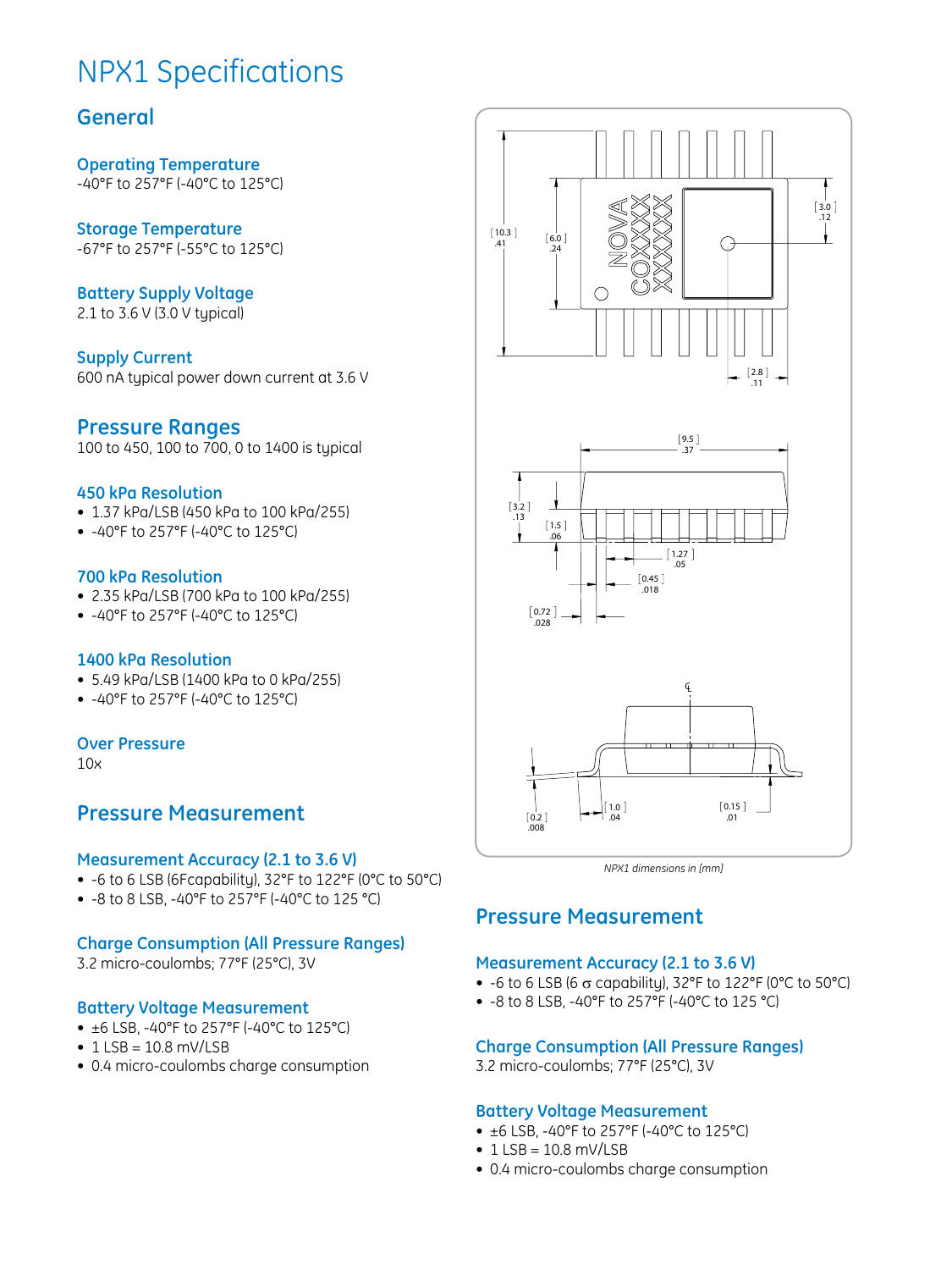# NPX1 Specifications

## General

### Operating Temperature

-40°F to 257°F (-40°C to 125°C)

### Storage Temperature

-67°F to 257°F (-55°C to 125°C)

### Battery Supply Voltage

2.1 to 3.6 V (3.0 V typical)

### Supply Current

600 nA typical power down current at 3.6 V

## Pressure Ranges

100 to 450, 100 to 700, 0 to 1400 is typical

### 450 kPa Resolution

- 1.37 kPa/LSB (450 kPa to 100 kPa/255)
- -40°F to 257°F (-40°C to 125°C)

### 700 kPa Resolution

- 2.35 kPa/LSB (700 kPa to 100 kPa/255)
- -40°F to 257°F (-40°C to 125°C)

### 1400 kPa Resolution

- 5.49 kPa/LSB (1400 kPa to 0 kPa/255)
- -40°F to 257°F (-40°C to 125°C)

### Over Pressure

10x

## Pressure Measurement

### Measurement Accuracy (2.1 to 3.6 V)

- -6 to 6 LSB (6Fcapability), 32°F to 122°F (0°C to 50°C)
- -8 to 8 LSB, -40°F to 257°F (-40°C to 125 °C)

### Charge Consumption (All Pressure Ranges)

3.2 micro-coulombs; 77°F (25°C), 3V

### Battery Voltage Measurement

- ±6 LSB, -40°F to 257°F (-40°C to 125°C)
- 1 LSB = 10.8 mV/LSB
- 0.4 micro-coulombs charge consumption

NOVA COXXXX XXXXXX

[10.3] .41 | [6.0] .24 | [3.0] .12 | [2.8] .11 | [9.5] .37 | [3.2] .13 | [1.5] .06 | [1.27] .05 | [0.45] .018 | [0.72] .028 | [0.2] .008 | [1.0] .04 | [0.15] .01

*NPX1 dimensions in [mm]*

## Pressure Measurement

### Measurement Accuracy (2.1 to 3.6 V)

- -6 to 6 LSB (6 $\sigma$ capability), 32°F to 122°F (0°C to 50°C)
- -8 to 8 LSB, -40°F to 257°F (-40°C to 125 °C)

### Charge Consumption (All Pressure Ranges)

3.2 micro-coulombs; 77°F (25°C), 3V

### Battery Voltage Measurement

- ±6 LSB, -40°F to 257°F (-40°C to 125°C)
- 1 LSB = 10.8 mV/LSB
- 0.4 micro-coulombs charge consumption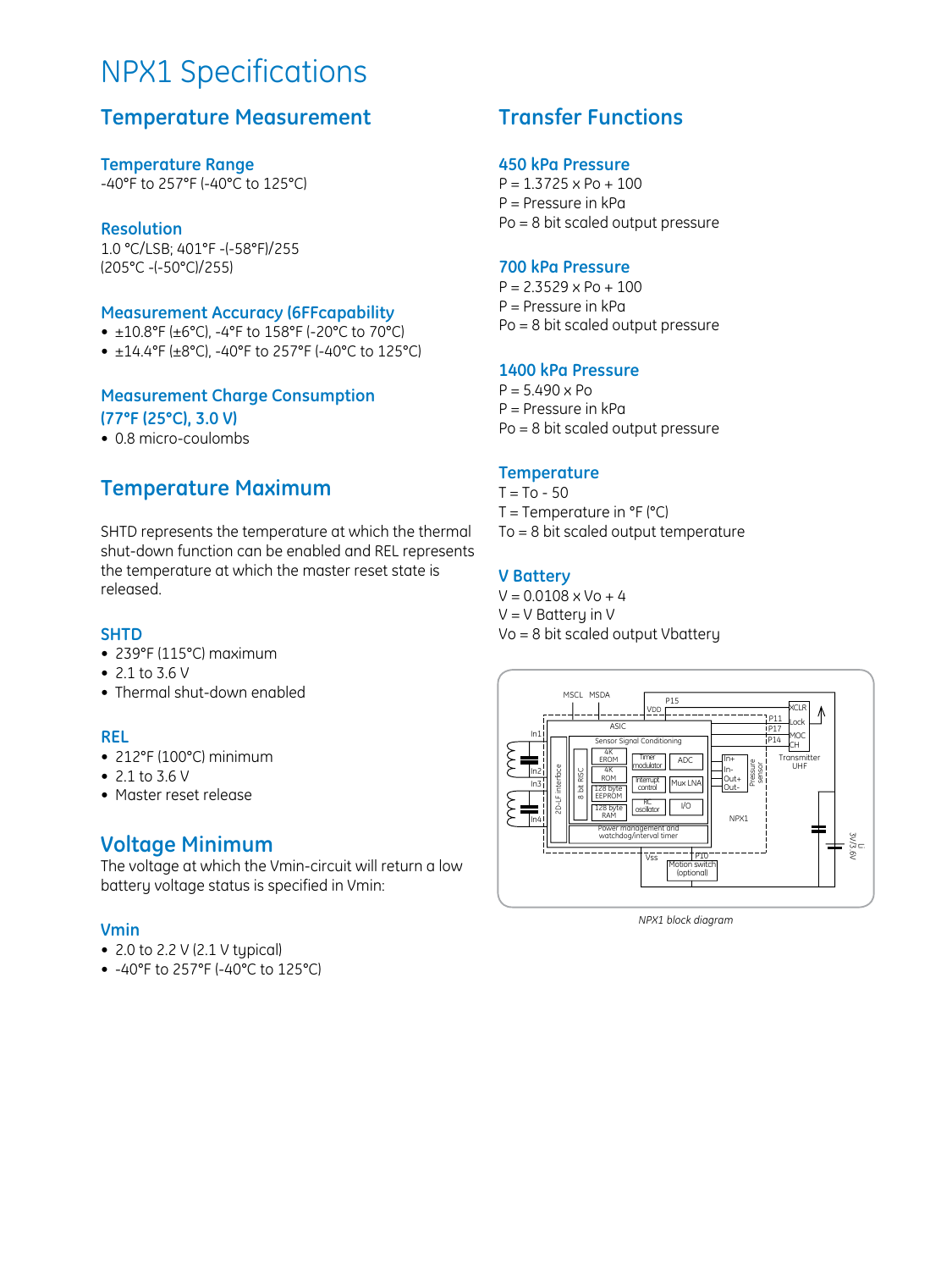# NPX1 Specifications

## Temperature Measurement

### Temperature Range
-40°F to 257°F (-40°C to 125°C)

### Resolution
1.0 °C/LSB; 401°F -(-58°F)/255
(205°C -(-50°C)/255)

### Measurement Accuracy (6FFcapability
- ±10.8°F (±6°C), -4°F to 158°F (-20°C to 70°C)
- ±14.4°F (±8°C), -40°F to 257°F (-40°C to 125°C)

### Measurement Charge Consumption (77°F (25°C), 3.0 V)
- 0.8 micro-coulombs

## Temperature Maximum

SHTD represents the temperature at which the thermal shut-down function can be enabled and REL represents the temperature at which the master reset state is released.

### SHTD
- 239°F (115°C) maximum
- 2.1 to 3.6 V
- Thermal shut-down enabled

### REL
- 212°F (100°C) minimum
- 2.1 to 3.6 V
- Master reset release

## Voltage Minimum
The voltage at which the Vmin-circuit will return a low battery voltage status is specified in Vmin:

### Vmin
- 2.0 to 2.2 V (2.1 V typical)
- -40°F to 257°F (-40°C to 125°C)

## Transfer Functions

### 450 kPa Pressure
P = 1.3725 x Po + 100
P = Pressure in kPa
Po = 8 bit scaled output pressure

### 700 kPa Pressure
P = 2.3529 x Po + 100
P = Pressure in kPa
Po = 8 bit scaled output pressure

### 1400 kPa Pressure
P = 5.490 x Po
P = Pressure in kPa
Po = 8 bit scaled output pressure

### Temperature
T = To - 50
T = Temperature in °F (°C)
To = 8 bit scaled output temperature

### V Battery
V = 0.0108 x Vo + 4
V = V Battery in V
Vo = 8 bit scaled output Vbattery

*NPX1 block diagram*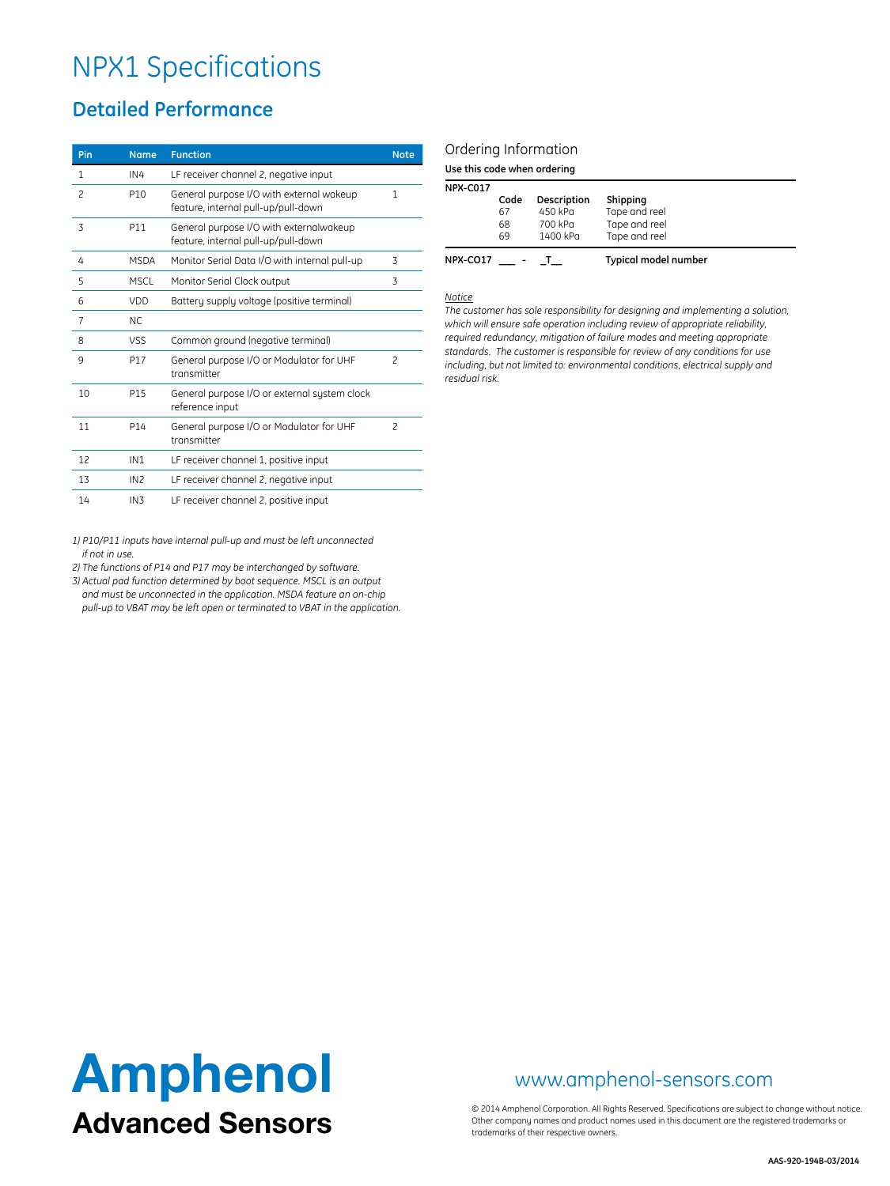# NPX1 Specifications

## Detailed Performance

| Pin | Name | Function | Note |
|---|---|---|---|
| 1 | IN4 | LF receiver channel 2, negative input | |
| 2 | P10 | General purpose I/O with external wakeup feature, internal pull-up/pull-down | 1 |
| 3 | P11 | General purpose I/O with externalwakeup feature, internal pull-up/pull-down | |
| 4 | MSDA | Monitor Serial Data I/O with internal pull-up | 3 |
| 5 | MSCL | Monitor Serial Clock output | 3 |
| 6 | VDD | Battery supply voltage (positive terminal) | |
| 7 | NC | | |
| 8 | VSS | Common ground (negative terminal) | |
| 9 | P17 | General purpose I/O or Modulator for UHF transmitter | 2 |
| 10 | P15 | General purpose I/O or external system clock reference input | |
| 11 | P14 | General purpose I/O or Modulator for UHF transmitter | 2 |
| 12 | IN1 | LF receiver channel 1, positive input | |
| 13 | IN2 | LF receiver channel 2, negative input | |
| 14 | IN3 | LF receiver channel 2, positive input | |

*1) P10/P11 inputs have internal pull-up and must be left unconnected if not in use.*

*2) The functions of P14 and P17 may be interchanged by software.*

*3) Actual pad function determined by boot sequence. MSCL is an output and must be unconnected in the application. MSDA feature an on-chip pull-up to VBAT may be left open or terminated to VBAT in the application.*

### Ordering Information

**Use this code when ordering**

**NPX-C017**

| Code | Description | Shipping |
|---|---|---|
| 67 | 450 kPa | Tape and reel |
| 68 | 700 kPa | Tape and reel |
| 69 | 1400 kPa | Tape and reel |

**NPX-CO17 ___ - _T__** **Typical model number**

*Notice*

*The customer has sole responsibility for designing and implementing a solution, which will ensure safe operation including review of appropriate reliability, required redundancy, mitigation of failure modes and meeting appropriate standards. The customer is responsible for review of any conditions for use including, but not limited to: environmental conditions, electrical supply and residual risk.*

**Amphenol**
**Advanced Sensors**

www.amphenol-sensors.com

© 2014 Amphenol Corporation. All Rights Reserved. Specifications are subject to change without notice. Other company names and product names used in this document are the registered trademarks or trademarks of their respective owners.

AAS-920-194B-03/2014